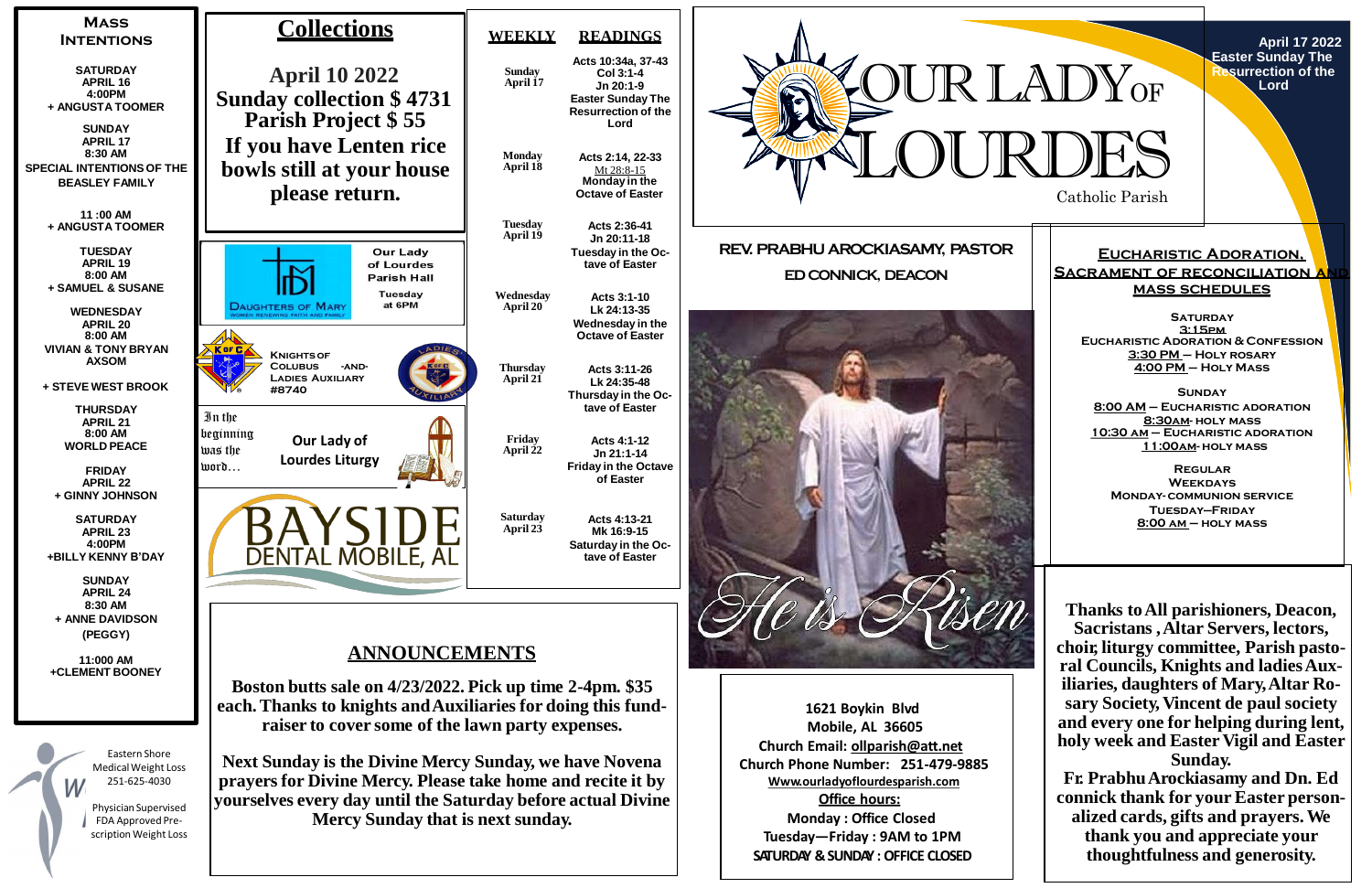# Our Lady of Lourdes

Catholic Parish

April 17 2022
Easter Sunday The Resurrection of the Lord

## Mass Intentions

**SATURDAY**
**APRIL 16**
**4:00PM**
**+ ANGUSTA TOOMER**

**SUNDAY**
**APRIL 17**
**8:30 AM**
**SPECIAL INTENTIONS OF THE BEASLEY FAMILY**

**11 :00 AM**
**+ ANGUSTA TOOMER**

**TUESDAY**
**APRIL 19**
**8:00 AM**
**+ SAMUEL & SUSANE**

**WEDNESDAY**
**APRIL 20**
**8:00 AM**
**VIVIAN & TONY BRYAN AXSOM**

**+ STEVE WEST BROOK**

**THURSDAY**
**APRIL 21**
**8:00 AM**
**WORLD PEACE**

**FRIDAY**
**APRIL 22**
**+ GINNY JOHNSON**

**SATURDAY**
**APRIL 23**
**4:00PM**
**+BILLY KENNY B'DAY**

**SUNDAY**
**APRIL 24**
**8:30 AM**
**+ ANNE DAVIDSON (PEGGY)**

**11:000 AM**
**+CLEMENT BOONEY**

Eastern Shore Medical Weight Loss
251-625-4030

Physician Supervised FDA Approved Prescription Weight Loss

## Collections

**April 10 2022**
**Sunday collection $ 4731**
**Parish Project $ 55**
**If you have Lenten rice bowls still at your house please return.**

Daughters of Mary — Women renewing faith and family
Our Lady of Lourdes Parish Hall
Tuesday at 6PM

Knights of Columbus -and- Ladies Auxiliary #8740

In the beginning was the word…
Our Lady of Lourdes Liturgy

BAYSIDE DENTAL MOBILE, AL

## Weekly Readings

| WEEKLY | READINGS |
|---|---|
| Sunday April 17 | Acts 10:34a, 37-43 Col 3:1-4 Jn 20:1-9 Easter Sunday The Resurrection of the Lord |
| Monday April 18 | Acts 2:14, 22-33 Mt 28:8-15 Monday in the Octave of Easter |
| Tuesday April 19 | Acts 2:36-41 Jn 20:11-18 Tuesday in the Octave of Easter |
| Wednesday April 20 | Acts 3:1-10 Lk 24:13-35 Wednesday in the Octave of Easter |
| Thursday April 21 | Acts 3:11-26 Lk 24:35-48 Thursday in the Octave of Easter |
| Friday April 22 | Acts 4:1-12 Jn 21:1-14 Friday in the Octave of Easter |
| Saturday April 23 | Acts 4:13-21 Mk 16:9-15 Saturday in the Octave of Easter |

## Announcements

**Boston butts sale on 4/23/2022. Pick up time 2-4pm. $35 each. Thanks to knights and Auxiliaries for doing this fundraiser to cover some of the lawn party expenses.**

**Next Sunday is the Divine Mercy Sunday, we have Novena prayers for Divine Mercy. Please take home and recite it by yourselves every day until the Saturday before actual Divine Mercy Sunday that is next sunday.**

**REV. PRABHU AROCKIASAMY, PASTOR**
**ED CONNICK, DEACON**

*He is Risen*

1621 Boykin Blvd
Mobile, AL 36605
Church Email: ollparish@att.net
Church Phone Number: 251-479-9885
Www.ourladyoflourdesparish.com
**Office hours:**
Monday : Office Closed
Tuesday—Friday : 9AM to 1PM
SATURDAY & SUNDAY : OFFICE CLOSED

## Eucharistic Adoration, Sacrament of Reconciliation and Mass Schedules

**Saturday**
3:15pm
Eucharistic Adoration & Confession
3:30 PM – Holy Rosary
4:00 PM – Holy Mass

**Sunday**
8:00 AM – Eucharistic adoration
8:30AM- Holy mass
10:30 AM – Eucharistic adoration
11:00AM- Holy mass

**Regular Weekdays**
Monday- communion service
Tuesday–Friday
8:00 AM – Holy mass

**Thanks to All parishioners, Deacon, Sacristans , Altar Servers, lectors, choir, liturgy committee, Parish pastoral Councils, Knights and ladies Auxiliaries, daughters of Mary, Altar Rosary Society, Vincent de paul society and every one for helping during lent, holy week and Easter Vigil and Easter Sunday.**

**Fr. Prabhu Arockiasamy and Dn. Ed connick thank for your Easter personalized cards, gifts and prayers. We thank you and appreciate your thoughtfulness and generosity.**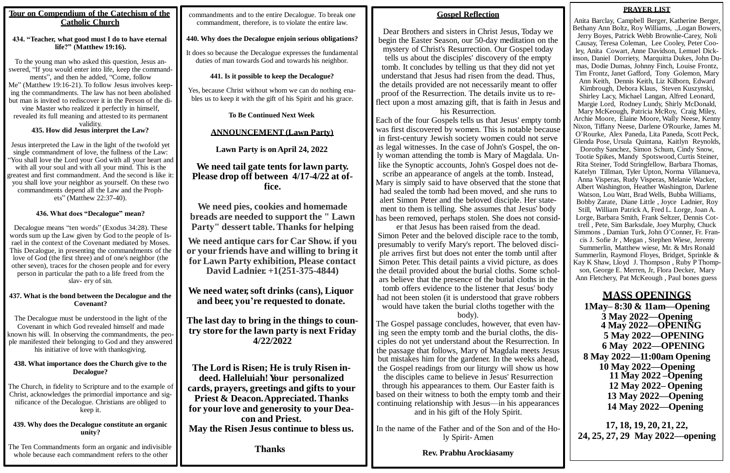## Tour on Compendium of the Catechism of the Catholic Church

**434. "Teacher, what good must I do to have eternal life?" (Matthew 19:16).**

To the young man who asked this question, Jesus answered, "If you would enter into life, keep the commandments", and then he added, "Come, follow Me" (Matthew 19:16-21). To follow Jesus involves keeping the commandments. The law has not been abolished but man is invited to rediscover it in the Person of the divine Master who realized it perfectly in himself, revealed its full meaning and attested to its permanent validity.

**435. How did Jesus interpret the Law?**

Jesus interpreted the Law in the light of the twofold yet single commandment of love, the fullness of the Law: "You shall love the Lord your God with all your heart and with all your soul and with all your mind. This is the greatest and first commandment. And the second is like it: you shall love your neighbor as yourself. On these two commandments depend all the Law and the Prophets" (Matthew 22:37-40).

**436. What does "Decalogue" mean?**

Decalogue means "ten words" (Exodus 34:28). These words sum up the Law given by God to the people of Israel in the context of the Covenant mediated by Moses. This Decalogue, in presenting the commandments of the love of God (the first three) and of one's neighbor (the other seven), traces for the chosen people and for every person in particular the path to a life freed from the slavery of sin.

**437. What is the bond between the Decalogue and the Covenant?**

The Decalogue must be understood in the light of the Covenant in which God revealed himself and made known his will. In observing the commandments, the people manifested their belonging to God and they answered his initiative of love with thanksgiving.

**438. What importance does the Church give to the Decalogue?**

The Church, in fidelity to Scripture and to the example of Christ, acknowledges the primordial importance and significance of the Decalogue. Christians are obliged to keep it.

**439. Why does the Decalogue constitute an organic unity?**

The Ten Commandments form an organic and indivisible whole because each commandment refers to the other commandments and to the entire Decalogue. To break one commandment, therefore, is to violate the entire law.

**440. Why does the Decalogue enjoin serious obligations?**

It does so because the Decalogue expresses the fundamental duties of man towards God and towards his neighbor.

**441. Is it possible to keep the Decalogue?**

Yes, because Christ without whom we can do nothing enables us to keep it with the gift of his Spirit and his grace.

**To Be Continued Next Week**

## ANNOUNCEMENT (Lawn Party)

**Lawn Party is on April 24, 2022**

**We need tail gate tents for lawn party. Please drop off between 4/17-4/22 at office.**

**We need pies, cookies and homemade breads are needed to support the " Lawn Party" dessert table. Thanks for helping**

**We need antique cars for Car Show. if you or your friends have and willing to bring it for Lawn Party exhibition, Please contact David Ladnier. +1(251-375-4844)**

**We need water, soft drinks (cans), Liquor and beer, you're requested to donate.**

**The last day to bring in the things to country store for the lawn party is next Friday 4/22/2022**

**The Lord is Risen; He is truly Risen indeed. Halleluiah! Your personalized cards, prayers, greetings and gifts to your Priest & Deacon. Appreciated. Thanks for your love and generosity to your Deacon and Priest.**
**May the Risen Jesus continue to bless us.**

**Thanks**

## Gospel Reflection

Dear Brothers and sisters in Christ Jesus, Today we begin the Easter Season, our 50-day meditation on the mystery of Christ's Resurrection. Our Gospel today tells us about the disciples' discovery of the empty tomb. It concludes by telling us that they did not yet understand that Jesus had risen from the dead. Thus, the details provided are not necessarily meant to offer proof of the Resurrection. The details invite us to reflect upon a most amazing gift, that is faith in Jesus and his Resurrection.

Each of the four Gospels tells us that Jesus' empty tomb was first discovered by women. This is notable because in first-century Jewish society women could not serve as legal witnesses. In the case of John's Gospel, the only woman attending the tomb is Mary of Magdala. Unlike the Synoptic accounts, John's Gospel does not describe an appearance of angels at the tomb. Instead, Mary is simply said to have observed that the stone that had sealed the tomb had been moved, and she runs to alert Simon Peter and the beloved disciple. Her statement to them is telling. She assumes that Jesus' body has been removed, perhaps stolen. She does not consider that Jesus has been raised from the dead.

Simon Peter and the beloved disciple race to the tomb, presumably to verify Mary's report. The beloved disciple arrives first but does not enter the tomb until after Simon Peter. This detail paints a vivid picture, as does the detail provided about the burial cloths. Some scholars believe that the presence of the burial cloths in the tomb offers evidence to the listener that Jesus' body had not been stolen (it is understood that grave robbers would have taken the burial cloths together with the body).

The Gospel passage concludes, however, that even having seen the empty tomb and the burial cloths, the disciples do not yet understand about the Resurrection. In the passage that follows, Mary of Magdala meets Jesus but mistakes him for the gardener. In the weeks ahead, the Gospel readings from our liturgy will show us how the disciples came to believe in Jesus' Resurrection through his appearances to them. Our Easter faith is based on their witness to both the empty tomb and their continuing relationship with Jesus—in his appearances and in his gift of the Holy Spirit.

In the name of the Father and of the Son and of the Holy Spirit- Amen

**Rev. Prabhu Arockiasamy**

## PRAYER LIST

Anita Barclay, Campbell Berger, Katherine Berger, Bethany Ann Boltz, Roy Williams, .,Logan Bowers, Jerry Boyes, Patrick Webb Brownlie-Carey, Noli Causay, Teresa Coleman, Lee Cooley, Peter Cooley, Anita Cowart, Anne Davidson, Lemuel Dickinson, Daniel Dorriety, Marquitta Dukes, John Dumas, Dodie Dumas, Johnny Finch, Louise Frontz, Tim Frontz, Janet Gafford, Tony Golemon, Mary Ann Keith, Dennis Keith, Liz Kilborn, Edward Kimbrough, Debora Klaus, Steven Kuszynski, Shirley Lacy, Michael Langan, Alfred Leonard, Margie Lord, Rodney Lundy, Shirly McDonald, Mary McKeough, Patricia McRoy, Craig Miley, Archie Moore, Elaine Moore, Wally Neese, Kenny Nixon, Tiffany Neese, Darlene O'Rourke, James M. O'Rourke, Alex Paneda, Lita Paneda, Scott Peck, Glenda Pose, Ursula Quintana, Kaitlyn Reynolds, Dorothy Sanchez, Simon Schum, Cindy Snow, Tootie Spikes, Mandy Spotswood, Curtis Steiner, Rita Steiner, Todd Stringfellow, Barbara Thomas, Katelyn Tillman, Tyler Upton, Norma Villanueva, Anna Visperas, Rudy Visperas, Melanie Wacker, Albert Washington, Heather Washington, Darlene Watson, Lou Watt, Brad Wells, Bubba Williams, Bobby Zarate, Diane Little , Joyce Ladnier, Roy Still, William Patrick A, Fred L. Lorge, Joan A. Lorge, Barbara Smith, Frank Seltzer, Dennis Cottrell , Pete, Sim Barksdale, Joey Murphy, Chuck Simmons , Damian Turk, John O'Conner, Fr. Francis J. Sofie Jr , Megan , Stephen Wiese, Jeremy Summerlin, Matthew wiese, Mr. & Mrs Ronald Summerlin, Raymond Floyes, Bridget, Sprinkle & Kay K Shaw, Lloyd J. Thompson , Ruby P Thompson, George E. Merren, Jr, Flora Decker, Mary Ann Fletchery, Pat McKeough , Paul bones guess

## MASS OPENINGS

**1May– 8:30 & 11am—Opening**
**3 May 2022—Opening**
**4 May 2022—OPENING**
**5 May 2022—OPENING**
**6 May 2022—OPENING**
**8 May 2022—11:00am Opening**
**10 May 2022—Opening**
**11 May 2022 –Opening**
**12 May 2022– Opening**
**13 May 2022—Opening**
**14 May 2022—Opening**

**17, 18, 19, 20, 21, 22, 24, 25, 27, 29 May 2022—opening**